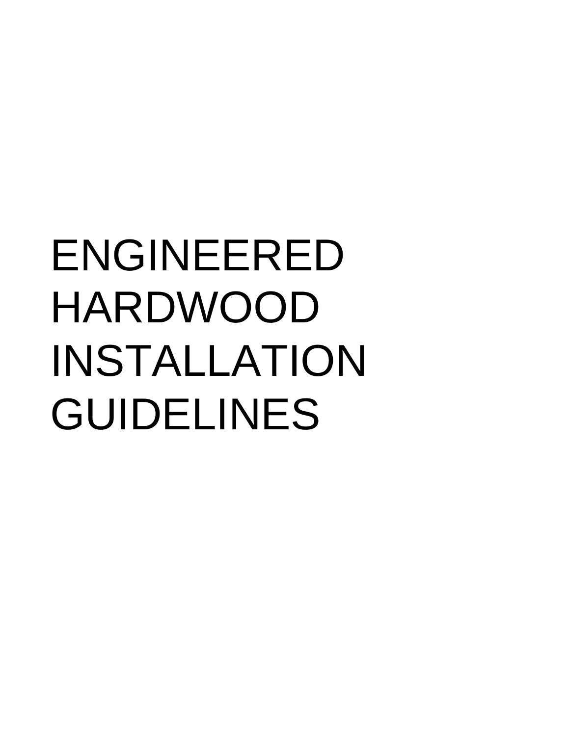# ENGINEERED HARDWOOD INSTALLATION GUIDELINES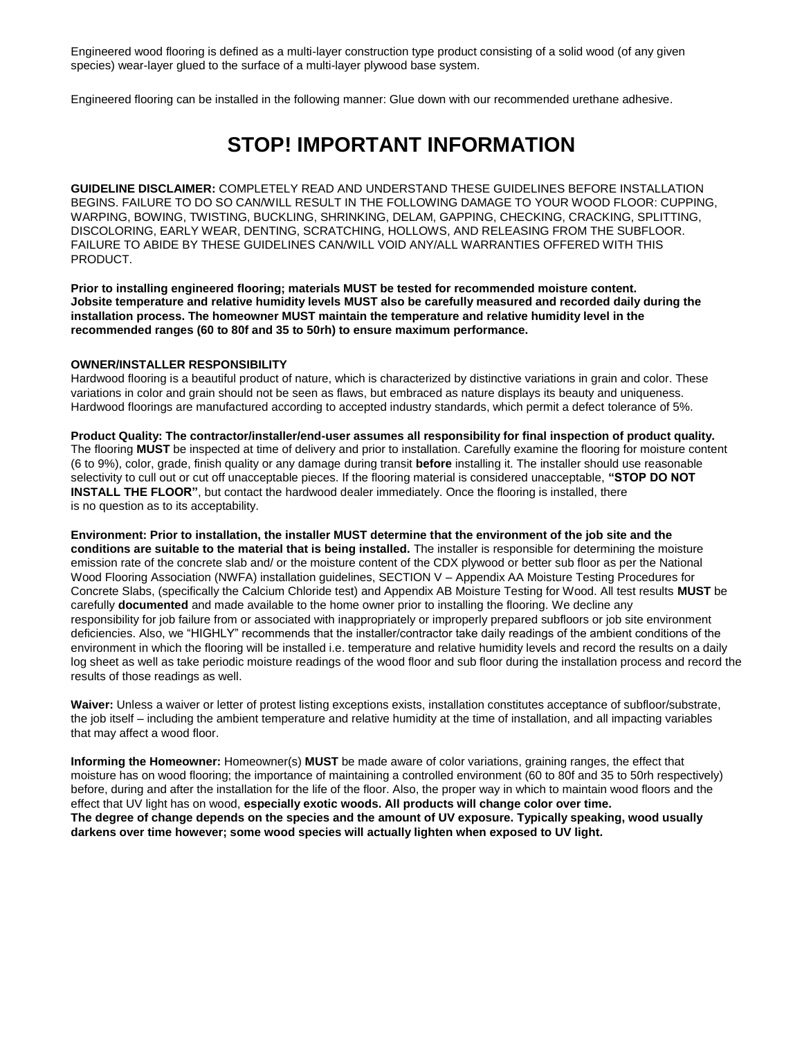Engineered wood flooring is defined as a multi-layer construction type product consisting of a solid wood (of any given species) wear-layer glued to the surface of a multi-layer plywood base system.

Engineered flooring can be installed in the following manner: Glue down with our recommended urethane adhesive.

# STOP! IMPORTANT INFORMATION

**GUIDELINE DISCLAIMER:** COMPLETELY READ AND UNDERSTAND THESE GUIDELINES BEFORE INSTALLATION BEGINS. FAILURE TO DO SO CAN/WILL RESULT IN THE FOLLOWING DAMAGE TO YOUR WOOD FLOOR: CUPPING, WARPING, BOWING, TWISTING, BUCKLING, SHRINKING, DELAM, GAPPING, CHECKING, CRACKING, SPLITTING, DISCOLORING, EARLY WEAR, DENTING, SCRATCHING, HOLLOWS, AND RELEASING FROM THE SUBFLOOR. FAILURE TO ABIDE BY THESE GUIDELINES CAN/WILL VOID ANY/ALL WARRANTIES OFFERED WITH THIS PRODUCT.

**Prior to installing engineered flooring; materials MUST be tested for recommended moisture content. Jobsite temperature and relative humidity levels MUST also be carefully measured and recorded daily during the installation process. The homeowner MUST maintain the temperature and relative humidity level in the recommended ranges (60 to 80f and 35 to 50rh) to ensure maximum performance.**

**OWNER/INSTALLER RESPONSIBILITY**

Hardwood flooring is a beautiful product of nature, which is characterized by distinctive variations in grain and color. These variations in color and grain should not be seen as flaws, but embraced as nature displays its beauty and uniqueness. Hardwood floorings are manufactured according to accepted industry standards, which permit a defect tolerance of 5%.

**Product Quality: The contractor/installer/end-user assumes all responsibility for final inspection of product quality.** The flooring **MUST** be inspected at time of delivery and prior to installation. Carefully examine the flooring for moisture content (6 to 9%), color, grade, finish quality or any damage during transit **before** installing it. The installer should use reasonable selectivity to cull out or cut off unacceptable pieces. If the flooring material is considered unacceptable, **"STOP DO NOT INSTALL THE FLOOR"**, but contact the hardwood dealer immediately. Once the flooring is installed, there is no question as to its acceptability.

**Environment: Prior to installation, the installer MUST determine that the environment of the job site and the conditions are suitable to the material that is being installed.** The installer is responsible for determining the moisture emission rate of the concrete slab and/ or the moisture content of the CDX plywood or better sub floor as per the National Wood Flooring Association (NWFA) installation guidelines, SECTION V – Appendix AA Moisture Testing Procedures for Concrete Slabs, (specifically the Calcium Chloride test) and Appendix AB Moisture Testing for Wood. All test results **MUST** be carefully **documented** and made available to the home owner prior to installing the flooring. We decline any responsibility for job failure from or associated with inappropriately or improperly prepared subfloors or job site environment deficiencies. Also, we "HIGHLY" recommends that the installer/contractor take daily readings of the ambient conditions of the environment in which the flooring will be installed i.e. temperature and relative humidity levels and record the results on a daily log sheet as well as take periodic moisture readings of the wood floor and sub floor during the installation process and record the results of those readings as well.

**Waiver:** Unless a waiver or letter of protest listing exceptions exists, installation constitutes acceptance of subfloor/substrate, the job itself – including the ambient temperature and relative humidity at the time of installation, and all impacting variables that may affect a wood floor.

**Informing the Homeowner:** Homeowner(s) **MUST** be made aware of color variations, graining ranges, the effect that moisture has on wood flooring; the importance of maintaining a controlled environment (60 to 80f and 35 to 50rh respectively) before, during and after the installation for the life of the floor. Also, the proper way in which to maintain wood floors and the effect that UV light has on wood, **especially exotic woods. All products will change color over time. The degree of change depends on the species and the amount of UV exposure. Typically speaking, wood usually darkens over time however; some wood species will actually lighten when exposed to UV light.**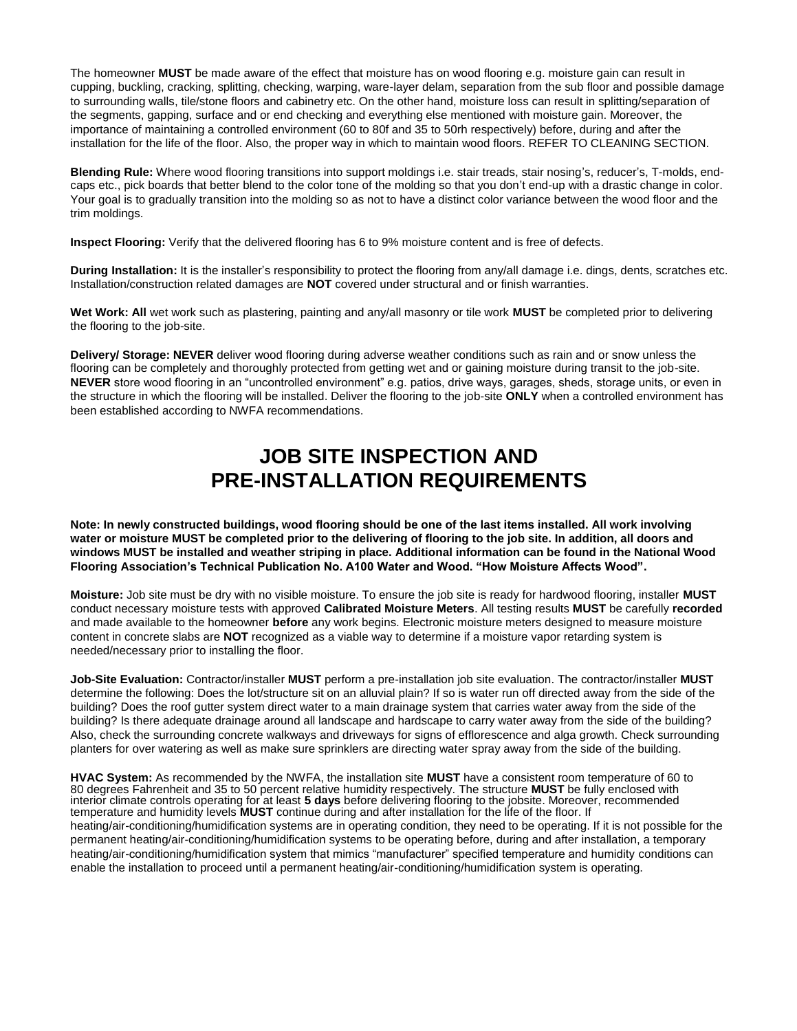The homeowner **MUST** be made aware of the effect that moisture has on wood flooring e.g. moisture gain can result in cupping, buckling, cracking, splitting, checking, warping, ware-layer delam, separation from the sub floor and possible damage to surrounding walls, tile/stone floors and cabinetry etc. On the other hand, moisture loss can result in splitting/separation of the segments, gapping, surface and or end checking and everything else mentioned with moisture gain. Moreover, the importance of maintaining a controlled environment (60 to 80f and 35 to 50rh respectively) before, during and after the installation for the life of the floor. Also, the proper way in which to maintain wood floors. REFER TO CLEANING SECTION.

**Blending Rule:** Where wood flooring transitions into support moldings i.e. stair treads, stair nosing's, reducer's, T-molds, end-caps etc., pick boards that better blend to the color tone of the molding so that you don't end-up with a drastic change in color. Your goal is to gradually transition into the molding so as not to have a distinct color variance between the wood floor and the trim moldings.

**Inspect Flooring:** Verify that the delivered flooring has 6 to 9% moisture content and is free of defects.

**During Installation:** It is the installer's responsibility to protect the flooring from any/all damage i.e. dings, dents, scratches etc. Installation/construction related damages are **NOT** covered under structural and or finish warranties.

**Wet Work: All** wet work such as plastering, painting and any/all masonry or tile work **MUST** be completed prior to delivering the flooring to the job-site.

**Delivery/ Storage: NEVER** deliver wood flooring during adverse weather conditions such as rain and or snow unless the flooring can be completely and thoroughly protected from getting wet and or gaining moisture during transit to the job-site. **NEVER** store wood flooring in an "uncontrolled environment" e.g. patios, drive ways, garages, sheds, storage units, or even in the structure in which the flooring will be installed. Deliver the flooring to the job-site **ONLY** when a controlled environment has been established according to NWFA recommendations.

# JOB SITE INSPECTION AND PRE-INSTALLATION REQUIREMENTS

**Note: In newly constructed buildings, wood flooring should be one of the last items installed. All work involving water or moisture MUST be completed prior to the delivering of flooring to the job site. In addition, all doors and windows MUST be installed and weather striping in place. Additional information can be found in the National Wood Flooring Association's Technical Publication No. A100 Water and Wood. "How Moisture Affects Wood".**

**Moisture:** Job site must be dry with no visible moisture. To ensure the job site is ready for hardwood flooring, installer **MUST** conduct necessary moisture tests with approved **Calibrated Moisture Meters**. All testing results **MUST** be carefully **recorded** and made available to the homeowner **before** any work begins. Electronic moisture meters designed to measure moisture content in concrete slabs are **NOT** recognized as a viable way to determine if a moisture vapor retarding system is needed/necessary prior to installing the floor.

**Job-Site Evaluation:** Contractor/installer **MUST** perform a pre-installation job site evaluation. The contractor/installer **MUST** determine the following: Does the lot/structure sit on an alluvial plain? If so is water run off directed away from the side of the building? Does the roof gutter system direct water to a main drainage system that carries water away from the side of the building? Is there adequate drainage around all landscape and hardscape to carry water away from the side of the building? Also, check the surrounding concrete walkways and driveways for signs of efflorescence and alga growth. Check surrounding planters for over watering as well as make sure sprinklers are directing water spray away from the side of the building.

**HVAC System:** As recommended by the NWFA, the installation site **MUST** have a consistent room temperature of 60 to 80 degrees Fahrenheit and 35 to 50 percent relative humidity respectively. The structure **MUST** be fully enclosed with interior climate controls operating for at least **5 days** before delivering flooring to the jobsite. Moreover, recommended temperature and humidity levels **MUST** continue during and after installation for the life of the floor. If heating/air-conditioning/humidification systems are in operating condition, they need to be operating. If it is not possible for the permanent heating/air-conditioning/humidification systems to be operating before, during and after installation, a temporary heating/air-conditioning/humidification system that mimics "manufacturer" specified temperature and humidity conditions can enable the installation to proceed until a permanent heating/air-conditioning/humidification system is operating.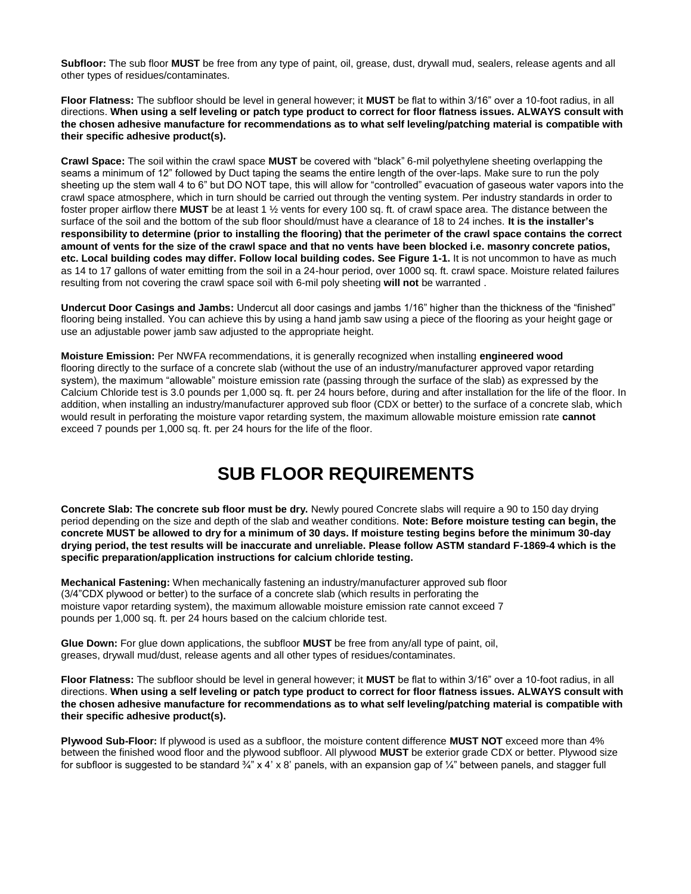**Subfloor:** The sub floor **MUST** be free from any type of paint, oil, grease, dust, drywall mud, sealers, release agents and all other types of residues/contaminates.

**Floor Flatness:** The subfloor should be level in general however; it **MUST** be flat to within 3/16" over a 10-foot radius, in all directions. **When using a self leveling or patch type product to correct for floor flatness issues. ALWAYS consult with the chosen adhesive manufacture for recommendations as to what self leveling/patching material is compatible with their specific adhesive product(s).**

**Crawl Space:** The soil within the crawl space **MUST** be covered with "black" 6-mil polyethylene sheeting overlapping the seams a minimum of 12" followed by Duct taping the seams the entire length of the over-laps. Make sure to run the poly sheeting up the stem wall 4 to 6" but DO NOT tape, this will allow for "controlled" evacuation of gaseous water vapors into the crawl space atmosphere, which in turn should be carried out through the venting system. Per industry standards in order to foster proper airflow there **MUST** be at least 1 ½ vents for every 100 sq. ft. of crawl space area. The distance between the surface of the soil and the bottom of the sub floor should/must have a clearance of 18 to 24 inches. **It is the installer's responsibility to determine (prior to installing the flooring) that the perimeter of the crawl space contains the correct amount of vents for the size of the crawl space and that no vents have been blocked i.e. masonry concrete patios, etc. Local building codes may differ. Follow local building codes. See Figure 1-1.** It is not uncommon to have as much as 14 to 17 gallons of water emitting from the soil in a 24-hour period, over 1000 sq. ft. crawl space. Moisture related failures resulting from not covering the crawl space soil with 6-mil poly sheeting **will not** be warranted .

**Undercut Door Casings and Jambs:** Undercut all door casings and jambs 1/16" higher than the thickness of the "finished" flooring being installed. You can achieve this by using a hand jamb saw using a piece of the flooring as your height gage or use an adjustable power jamb saw adjusted to the appropriate height.

**Moisture Emission:** Per NWFA recommendations, it is generally recognized when installing **engineered wood** flooring directly to the surface of a concrete slab (without the use of an industry/manufacturer approved vapor retarding system), the maximum "allowable" moisture emission rate (passing through the surface of the slab) as expressed by the Calcium Chloride test is 3.0 pounds per 1,000 sq. ft. per 24 hours before, during and after installation for the life of the floor. In addition, when installing an industry/manufacturer approved sub floor (CDX or better) to the surface of a concrete slab, which would result in perforating the moisture vapor retarding system, the maximum allowable moisture emission rate **cannot** exceed 7 pounds per 1,000 sq. ft. per 24 hours for the life of the floor.

# SUB FLOOR REQUIREMENTS

**Concrete Slab: The concrete sub floor must be dry.** Newly poured Concrete slabs will require a 90 to 150 day drying period depending on the size and depth of the slab and weather conditions. **Note: Before moisture testing can begin, the concrete MUST be allowed to dry for a minimum of 30 days. If moisture testing begins before the minimum 30-day drying period, the test results will be inaccurate and unreliable. Please follow ASTM standard F-1869-4 which is the specific preparation/application instructions for calcium chloride testing.**

**Mechanical Fastening:** When mechanically fastening an industry/manufacturer approved sub floor (3/4"CDX plywood or better) to the surface of a concrete slab (which results in perforating the moisture vapor retarding system), the maximum allowable moisture emission rate cannot exceed 7 pounds per 1,000 sq. ft. per 24 hours based on the calcium chloride test.

**Glue Down:** For glue down applications, the subfloor **MUST** be free from any/all type of paint, oil, greases, drywall mud/dust, release agents and all other types of residues/contaminates.

**Floor Flatness:** The subfloor should be level in general however; it **MUST** be flat to within 3/16" over a 10-foot radius, in all directions. **When using a self leveling or patch type product to correct for floor flatness issues. ALWAYS consult with the chosen adhesive manufacture for recommendations as to what self leveling/patching material is compatible with their specific adhesive product(s).**

**Plywood Sub-Floor:** If plywood is used as a subfloor, the moisture content difference **MUST NOT** exceed more than 4% between the finished wood floor and the plywood subfloor. All plywood **MUST** be exterior grade CDX or better. Plywood size for subfloor is suggested to be standard ¾" x 4' x 8' panels, with an expansion gap of ¼" between panels, and stagger full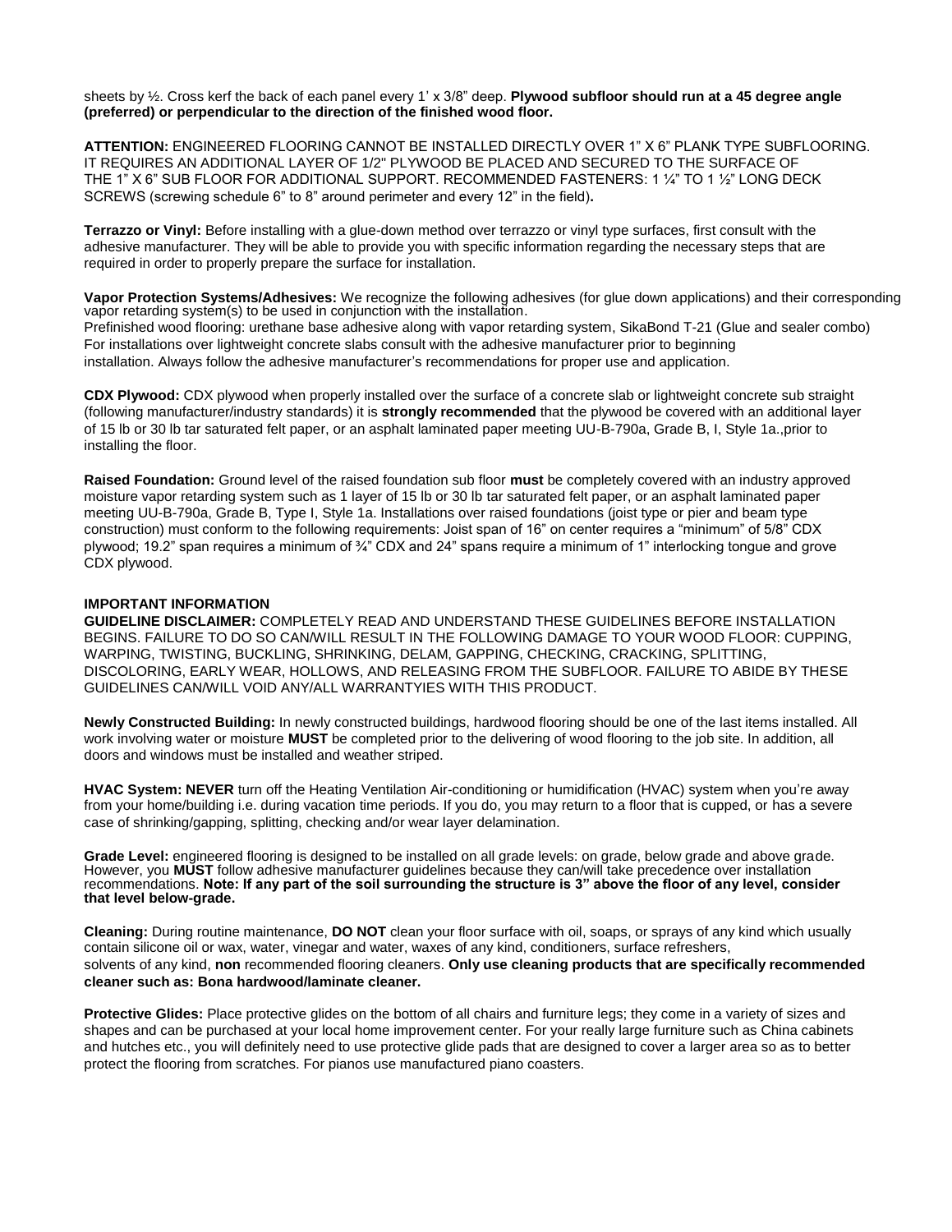sheets by ½. Cross kerf the back of each panel every 1' x 3/8" deep. **Plywood subfloor should run at a 45 degree angle (preferred) or perpendicular to the direction of the finished wood floor.**

**ATTENTION:** ENGINEERED FLOORING CANNOT BE INSTALLED DIRECTLY OVER 1" X 6" PLANK TYPE SUBFLOORING. IT REQUIRES AN ADDITIONAL LAYER OF 1/2" PLYWOOD BE PLACED AND SECURED TO THE SURFACE OF THE 1" X 6" SUB FLOOR FOR ADDITIONAL SUPPORT. RECOMMENDED FASTENERS: 1 ¼" TO 1 ½" LONG DECK SCREWS (screwing schedule 6" to 8" around perimeter and every 12" in the field)**.**

**Terrazzo or Vinyl:** Before installing with a glue-down method over terrazzo or vinyl type surfaces, first consult with the adhesive manufacturer. They will be able to provide you with specific information regarding the necessary steps that are required in order to properly prepare the surface for installation.

**Vapor Protection Systems/Adhesives:** We recognize the following adhesives (for glue down applications) and their corresponding vapor retarding system(s) to be used in conjunction with the installation.
Prefinished wood flooring: urethane base adhesive along with vapor retarding system, SikaBond T-21 (Glue and sealer combo)
For installations over lightweight concrete slabs consult with the adhesive manufacturer prior to beginning installation. Always follow the adhesive manufacturer's recommendations for proper use and application.

**CDX Plywood:** CDX plywood when properly installed over the surface of a concrete slab or lightweight concrete sub straight (following manufacturer/industry standards) it is **strongly recommended** that the plywood be covered with an additional layer of 15 lb or 30 lb tar saturated felt paper, or an asphalt laminated paper meeting UU-B-790a, Grade B, I, Style 1a.,prior to installing the floor.

**Raised Foundation:** Ground level of the raised foundation sub floor **must** be completely covered with an industry approved moisture vapor retarding system such as 1 layer of 15 lb or 30 lb tar saturated felt paper, or an asphalt laminated paper meeting UU-B-790a, Grade B, Type I, Style 1a. Installations over raised foundations (joist type or pier and beam type construction) must conform to the following requirements: Joist span of 16" on center requires a "minimum" of 5/8" CDX plywood; 19.2" span requires a minimum of ¾" CDX and 24" spans require a minimum of 1" interlocking tongue and grove CDX plywood.

**IMPORTANT INFORMATION**

**GUIDELINE DISCLAIMER:** COMPLETELY READ AND UNDERSTAND THESE GUIDELINES BEFORE INSTALLATION BEGINS. FAILURE TO DO SO CAN/WILL RESULT IN THE FOLLOWING DAMAGE TO YOUR WOOD FLOOR: CUPPING, WARPING, TWISTING, BUCKLING, SHRINKING, DELAM, GAPPING, CHECKING, CRACKING, SPLITTING, DISCOLORING, EARLY WEAR, HOLLOWS, AND RELEASING FROM THE SUBFLOOR. FAILURE TO ABIDE BY THESE GUIDELINES CAN/WILL VOID ANY/ALL WARRANTYIES WITH THIS PRODUCT.

**Newly Constructed Building:** In newly constructed buildings, hardwood flooring should be one of the last items installed. All work involving water or moisture **MUST** be completed prior to the delivering of wood flooring to the job site. In addition, all doors and windows must be installed and weather striped.

**HVAC System: NEVER** turn off the Heating Ventilation Air-conditioning or humidification (HVAC) system when you're away from your home/building i.e. during vacation time periods. If you do, you may return to a floor that is cupped, or has a severe case of shrinking/gapping, splitting, checking and/or wear layer delamination.

**Grade Level:** engineered flooring is designed to be installed on all grade levels: on grade, below grade and above grade. However, you **MUST** follow adhesive manufacturer guidelines because they can/will take precedence over installation recommendations. **Note: If any part of the soil surrounding the structure is 3" above the floor of any level, consider that level below-grade.**

**Cleaning:** During routine maintenance, **DO NOT** clean your floor surface with oil, soaps, or sprays of any kind which usually contain silicone oil or wax, water, vinegar and water, waxes of any kind, conditioners, surface refreshers, solvents of any kind, **non** recommended flooring cleaners. **Only use cleaning products that are specifically recommended cleaner such as: Bona hardwood/laminate cleaner.**

**Protective Glides:** Place protective glides on the bottom of all chairs and furniture legs; they come in a variety of sizes and shapes and can be purchased at your local home improvement center. For your really large furniture such as China cabinets and hutches etc., you will definitely need to use protective glide pads that are designed to cover a larger area so as to better protect the flooring from scratches. For pianos use manufactured piano coasters.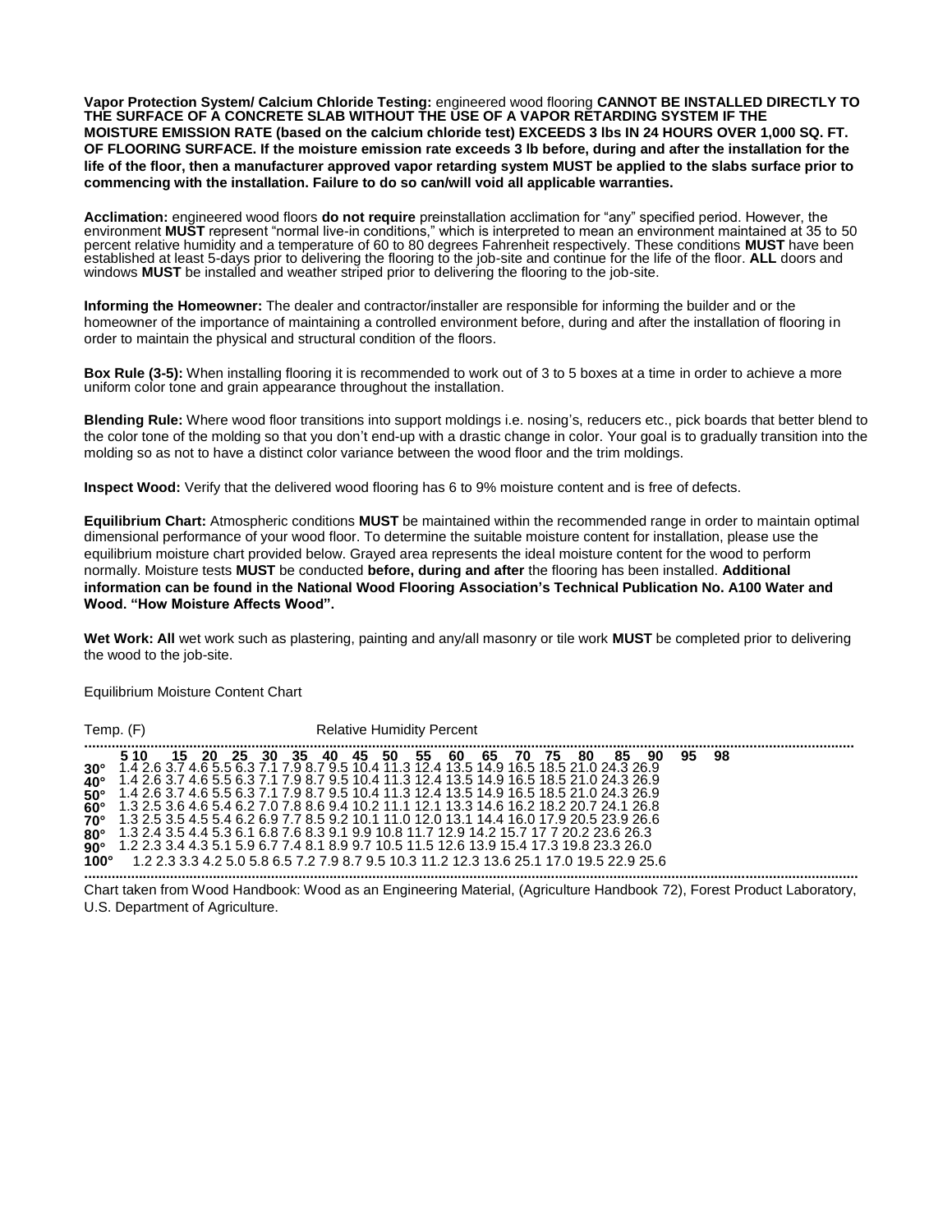**Vapor Protection System/ Calcium Chloride Testing:** engineered wood flooring **CANNOT BE INSTALLED DIRECTLY TO THE SURFACE OF A CONCRETE SLAB WITHOUT THE USE OF A VAPOR RETARDING SYSTEM IF THE MOISTURE EMISSION RATE (based on the calcium chloride test) EXCEEDS 3 lbs IN 24 HOURS OVER 1,000 SQ. FT. OF FLOORING SURFACE. If the moisture emission rate exceeds 3 lb before, during and after the installation for the life of the floor, then a manufacturer approved vapor retarding system MUST be applied to the slabs surface prior to commencing with the installation. Failure to do so can/will void all applicable warranties.**

**Acclimation:** engineered wood floors **do not require** preinstallation acclimation for "any" specified period. However, the environment **MUST** represent "normal live-in conditions," which is interpreted to mean an environment maintained at 35 to 50 percent relative humidity and a temperature of 60 to 80 degrees Fahrenheit respectively. These conditions **MUST** have been established at least 5-days prior to delivering the flooring to the job-site and continue for the life of the floor. **ALL** doors and windows **MUST** be installed and weather striped prior to delivering the flooring to the job-site.

**Informing the Homeowner:** The dealer and contractor/installer are responsible for informing the builder and or the homeowner of the importance of maintaining a controlled environment before, during and after the installation of flooring in order to maintain the physical and structural condition of the floors.

**Box Rule (3-5):** When installing flooring it is recommended to work out of 3 to 5 boxes at a time in order to achieve a more uniform color tone and grain appearance throughout the installation.

**Blending Rule:** Where wood floor transitions into support moldings i.e. nosing's, reducers etc., pick boards that better blend to the color tone of the molding so that you don't end-up with a drastic change in color. Your goal is to gradually transition into the molding so as not to have a distinct color variance between the wood floor and the trim moldings.

**Inspect Wood:** Verify that the delivered wood flooring has 6 to 9% moisture content and is free of defects.

**Equilibrium Chart:** Atmospheric conditions **MUST** be maintained within the recommended range in order to maintain optimal dimensional performance of your wood floor. To determine the suitable moisture content for installation, please use the equilibrium moisture chart provided below. Grayed area represents the ideal moisture content for the wood to perform normally. Moisture tests **MUST** be conducted **before, during and after** the flooring has been installed. **Additional information can be found in the National Wood Flooring Association's Technical Publication No. A100 Water and Wood. "How Moisture Affects Wood".**

**Wet Work: All** wet work such as plastering, painting and any/all masonry or tile work **MUST** be completed prior to delivering the wood to the job-site.

Equilibrium Moisture Content Chart

| Temp. (F) | Relative Humidity Percent | | | | | | | | | | | | | | | | | | | |
|---|---|---|---|---|---|---|---|---|---|---|---|---|---|---|---|---|---|---|---|---|
| | **5** | **10** | **15** | **20** | **25** | **30** | **35** | **40** | **45** | **50** | **55** | **60** | **65** | **70** | **75** | **80** | **85** | **90** | **95** | **98** |
| **30°** | 1.4 | 2.6 | 3.7 | 4.6 | 5.5 | 6.3 | 7.1 | 7.9 | 8.7 | 9.5 | 10.4 | 11.3 | 12.4 | 13.5 | 14.9 | 16.5 | 18.5 | 21.0 | 24.3 | 26.9 |
| **40°** | 1.4 | 2.6 | 3.7 | 4.6 | 5.5 | 6.3 | 7.1 | 7.9 | 8.7 | 9.5 | 10.4 | 11.3 | 12.4 | 13.5 | 14.9 | 16.5 | 18.5 | 21.0 | 24.3 | 26.9 |
| **50°** | 1.4 | 2.6 | 3.7 | 4.6 | 5.5 | 6.3 | 7.1 | 7.9 | 8.7 | 9.5 | 10.4 | 11.3 | 12.4 | 13.5 | 14.9 | 16.5 | 18.5 | 21.0 | 24.3 | 26.9 |
| **60°** | 1.3 | 2.5 | 3.6 | 4.6 | 5.4 | 6.2 | 7.0 | 7.8 | 8.6 | 9.4 | 10.2 | 11.1 | 12.1 | 13.3 | 14.6 | 16.2 | 18.2 | 20.7 | 24.1 | 26.8 |
| **70°** | 1.3 | 2.5 | 3.5 | 4.5 | 5.4 | 6.2 | 6.9 | 7.7 | 8.5 | 9.2 | 10.1 | 11.0 | 12.0 | 13.1 | 14.4 | 16.0 | 17.9 | 20.5 | 23.9 | 26.6 |
| **80°** | 1.3 | 2.4 | 3.5 | 4.4 | 5.3 | 6.1 | 6.8 | 7.6 | 8.3 | 9.1 | 9.9 | 10.8 | 11.7 | 12.9 | 14.2 | 15.7 | 17 7 | 20.2 | 23.6 | 26.3 |
| **90°** | 1.2 | 2.3 | 3.4 | 4.3 | 5.1 | 5.9 | 6.7 | 7.4 | 8.1 | 8.9 | 9.7 | 10.5 | 11.5 | 12.6 | 13.9 | 15.4 | 17.3 | 19.8 | 23.3 | 26.0 |
| **100°** | 1.2 | 2.3 | 3.3 | 4.2 | 5.0 | 5.8 | 6.5 | 7.2 | 7.9 | 8.7 | 9.5 | 10.3 | 11.2 | 12.3 | 13.6 | 25.1 | 17.0 | 19.5 | 22.9 | 25.6 |

Chart taken from Wood Handbook: Wood as an Engineering Material, (Agriculture Handbook 72), Forest Product Laboratory, U.S. Department of Agriculture.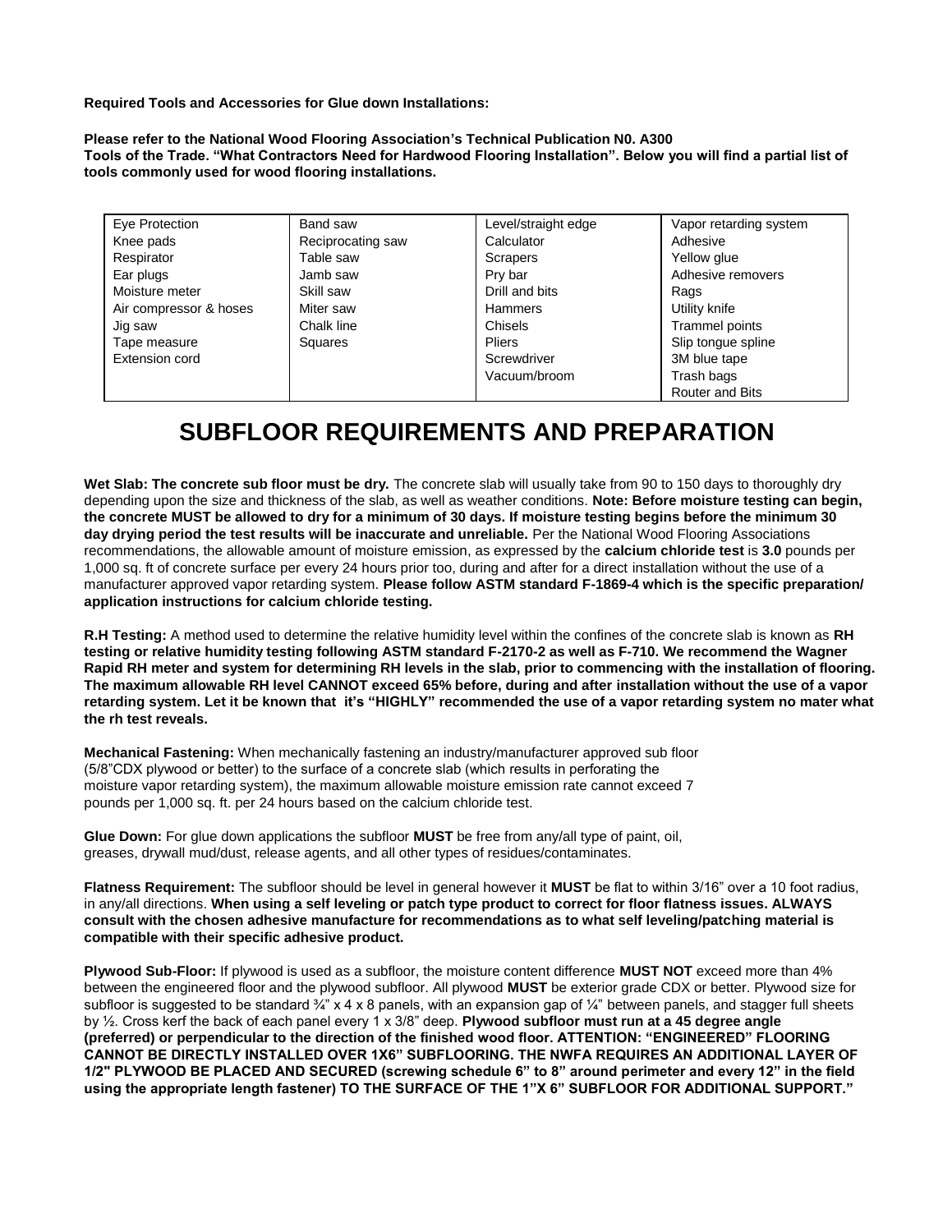**Required Tools and Accessories for Glue down Installations:**

**Please refer to the National Wood Flooring Association's Technical Publication N0. A300 Tools of the Trade. "What Contractors Need for Hardwood Flooring Installation". Below you will find a partial list of tools commonly used for wood flooring installations.**

| | | | |
|---|---|---|---|
| Eye Protection | Band saw | Level/straight edge | Vapor retarding system |
| Knee pads | Reciprocating saw | Calculator | Adhesive |
| Respirator | Table saw | Scrapers | Yellow glue |
| Ear plugs | Jamb saw | Pry bar | Adhesive removers |
| Moisture meter | Skill saw | Drill and bits | Rags |
| Air compressor & hoses | Miter saw | Hammers | Utility knife |
| Jig saw | Chalk line | Chisels | Trammel points |
| Tape measure | Squares | Pliers | Slip tongue spline |
| Extension cord | | Screwdriver | 3M blue tape |
| | | Vacuum/broom | Trash bags |
| | | | Router and Bits |

# SUBFLOOR REQUIREMENTS AND PREPARATION

**Wet Slab: The concrete sub floor must be dry.** The concrete slab will usually take from 90 to 150 days to thoroughly dry depending upon the size and thickness of the slab, as well as weather conditions. **Note: Before moisture testing can begin, the concrete MUST be allowed to dry for a minimum of 30 days. If moisture testing begins before the minimum 30 day drying period the test results will be inaccurate and unreliable.** Per the National Wood Flooring Associations recommendations, the allowable amount of moisture emission, as expressed by the **calcium chloride test** is **3.0** pounds per 1,000 sq. ft of concrete surface per every 24 hours prior too, during and after for a direct installation without the use of a manufacturer approved vapor retarding system. **Please follow ASTM standard F-1869-4 which is the specific preparation/ application instructions for calcium chloride testing.**

**R.H Testing:** A method used to determine the relative humidity level within the confines of the concrete slab is known as **RH testing or relative humidity testing following ASTM standard F-2170-2 as well as F-710. We recommend the Wagner Rapid RH meter and system for determining RH levels in the slab, prior to commencing with the installation of flooring. The maximum allowable RH level CANNOT exceed 65% before, during and after installation without the use of a vapor retarding system. Let it be known that it's "HIGHLY" recommended the use of a vapor retarding system no mater what the rh test reveals.**

**Mechanical Fastening:** When mechanically fastening an industry/manufacturer approved sub floor (5/8"CDX plywood or better) to the surface of a concrete slab (which results in perforating the moisture vapor retarding system), the maximum allowable moisture emission rate cannot exceed 7 pounds per 1,000 sq. ft. per 24 hours based on the calcium chloride test.

**Glue Down:** For glue down applications the subfloor **MUST** be free from any/all type of paint, oil, greases, drywall mud/dust, release agents, and all other types of residues/contaminates.

**Flatness Requirement:** The subfloor should be level in general however it **MUST** be flat to within 3/16" over a 10 foot radius, in any/all directions. **When using a self leveling or patch type product to correct for floor flatness issues. ALWAYS consult with the chosen adhesive manufacture for recommendations as to what self leveling/patching material is compatible with their specific adhesive product.**

**Plywood Sub-Floor:** If plywood is used as a subfloor, the moisture content difference **MUST NOT** exceed more than 4% between the engineered floor and the plywood subfloor. All plywood **MUST** be exterior grade CDX or better. Plywood size for subfloor is suggested to be standard ¾" x 4 x 8 panels, with an expansion gap of ¼" between panels, and stagger full sheets by ½. Cross kerf the back of each panel every 1 x 3/8" deep. **Plywood subfloor must run at a 45 degree angle (preferred) or perpendicular to the direction of the finished wood floor. ATTENTION: "ENGINEERED" FLOORING CANNOT BE DIRECTLY INSTALLED OVER 1X6" SUBFLOORING. THE NWFA REQUIRES AN ADDITIONAL LAYER OF 1/2" PLYWOOD BE PLACED AND SECURED (screwing schedule 6" to 8" around perimeter and every 12" in the field using the appropriate length fastener) TO THE SURFACE OF THE 1"X 6" SUBFLOOR FOR ADDITIONAL SUPPORT."**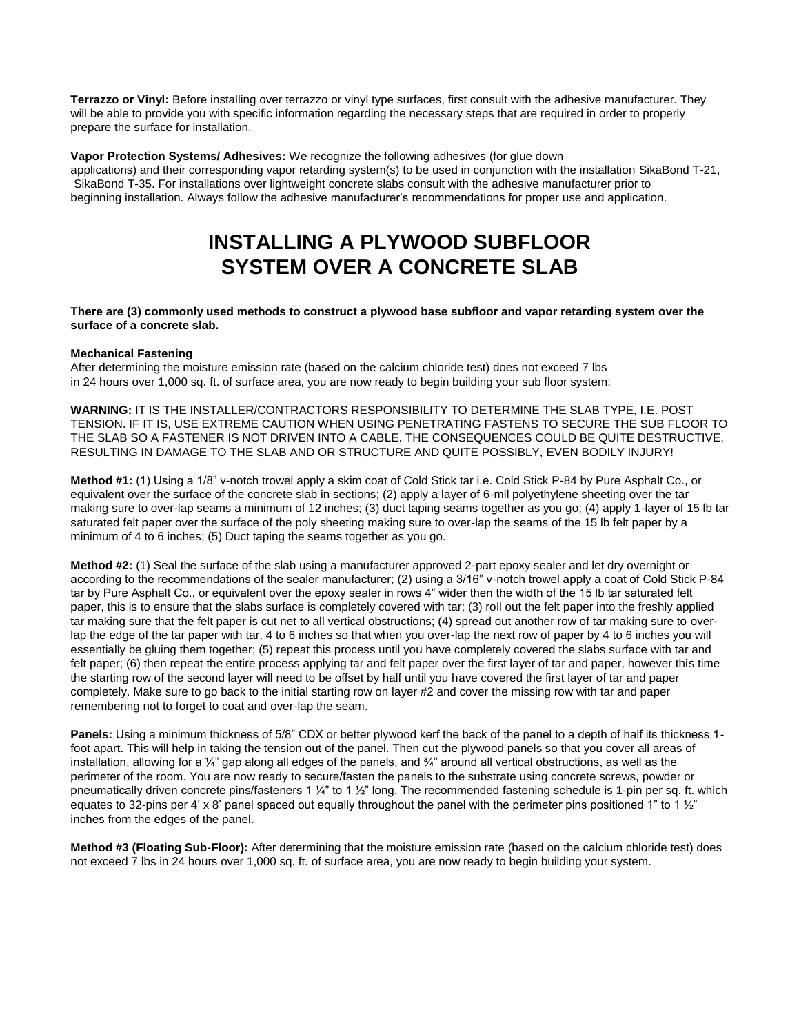**Terrazzo or Vinyl:** Before installing over terrazzo or vinyl type surfaces, first consult with the adhesive manufacturer. They will be able to provide you with specific information regarding the necessary steps that are required in order to properly prepare the surface for installation.

**Vapor Protection Systems/ Adhesives:** We recognize the following adhesives (for glue down applications) and their corresponding vapor retarding system(s) to be used in conjunction with the installation SikaBond T-21, SikaBond T-35. For installations over lightweight concrete slabs consult with the adhesive manufacturer prior to beginning installation. Always follow the adhesive manufacturer's recommendations for proper use and application.

# INSTALLING A PLYWOOD SUBFLOOR SYSTEM OVER A CONCRETE SLAB

**There are (3) commonly used methods to construct a plywood base subfloor and vapor retarding system over the surface of a concrete slab.**

**Mechanical Fastening**
After determining the moisture emission rate (based on the calcium chloride test) does not exceed 7 lbs in 24 hours over 1,000 sq. ft. of surface area, you are now ready to begin building your sub floor system:

**WARNING:** IT IS THE INSTALLER/CONTRACTORS RESPONSIBILITY TO DETERMINE THE SLAB TYPE, I.E. POST TENSION. IF IT IS, USE EXTREME CAUTION WHEN USING PENETRATING FASTENS TO SECURE THE SUB FLOOR TO THE SLAB SO A FASTENER IS NOT DRIVEN INTO A CABLE. THE CONSEQUENCES COULD BE QUITE DESTRUCTIVE, RESULTING IN DAMAGE TO THE SLAB AND OR STRUCTURE AND QUITE POSSIBLY, EVEN BODILY INJURY!

**Method #1:** (1) Using a 1/8" v-notch trowel apply a skim coat of Cold Stick tar i.e. Cold Stick P-84 by Pure Asphalt Co., or equivalent over the surface of the concrete slab in sections; (2) apply a layer of 6-mil polyethylene sheeting over the tar making sure to over-lap seams a minimum of 12 inches; (3) duct taping seams together as you go; (4) apply 1-layer of 15 lb tar saturated felt paper over the surface of the poly sheeting making sure to over-lap the seams of the 15 lb felt paper by a minimum of 4 to 6 inches; (5) Duct taping the seams together as you go.

**Method #2:** (1) Seal the surface of the slab using a manufacturer approved 2-part epoxy sealer and let dry overnight or according to the recommendations of the sealer manufacturer; (2) using a 3/16" v-notch trowel apply a coat of Cold Stick P-84 tar by Pure Asphalt Co., or equivalent over the epoxy sealer in rows 4" wider then the width of the 15 lb tar saturated felt paper, this is to ensure that the slabs surface is completely covered with tar; (3) roll out the felt paper into the freshly applied tar making sure that the felt paper is cut net to all vertical obstructions; (4) spread out another row of tar making sure to over-lap the edge of the tar paper with tar, 4 to 6 inches so that when you over-lap the next row of paper by 4 to 6 inches you will essentially be gluing them together; (5) repeat this process until you have completely covered the slabs surface with tar and felt paper; (6) then repeat the entire process applying tar and felt paper over the first layer of tar and paper, however this time the starting row of the second layer will need to be offset by half until you have covered the first layer of tar and paper completely. Make sure to go back to the initial starting row on layer #2 and cover the missing row with tar and paper remembering not to forget to coat and over-lap the seam.

**Panels:** Using a minimum thickness of 5/8" CDX or better plywood kerf the back of the panel to a depth of half its thickness 1-foot apart. This will help in taking the tension out of the panel. Then cut the plywood panels so that you cover all areas of installation, allowing for a ¼" gap along all edges of the panels, and ¾" around all vertical obstructions, as well as the perimeter of the room. You are now ready to secure/fasten the panels to the substrate using concrete screws, powder or pneumatically driven concrete pins/fasteners 1 ¼" to 1 ½" long. The recommended fastening schedule is 1-pin per sq. ft. which equates to 32-pins per 4' x 8' panel spaced out equally throughout the panel with the perimeter pins positioned 1" to 1 ½" inches from the edges of the panel.

**Method #3 (Floating Sub-Floor):** After determining that the moisture emission rate (based on the calcium chloride test) does not exceed 7 lbs in 24 hours over 1,000 sq. ft. of surface area, you are now ready to begin building your system.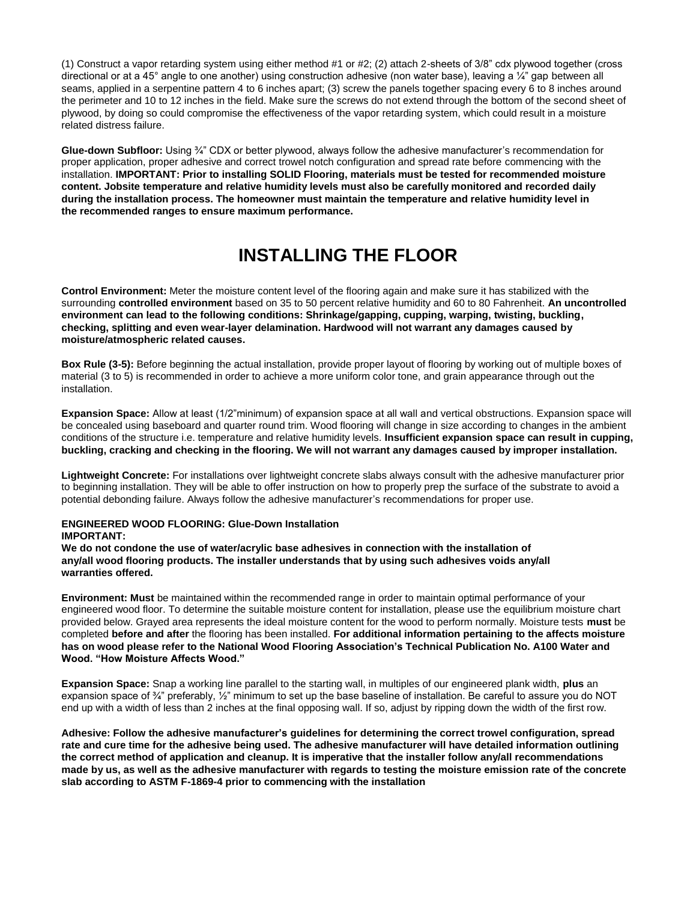(1) Construct a vapor retarding system using either method #1 or #2; (2) attach 2-sheets of 3/8" cdx plywood together (cross directional or at a 45° angle to one another) using construction adhesive (non water base), leaving a ¼" gap between all seams, applied in a serpentine pattern 4 to 6 inches apart; (3) screw the panels together spacing every 6 to 8 inches around the perimeter and 10 to 12 inches in the field. Make sure the screws do not extend through the bottom of the second sheet of plywood, by doing so could compromise the effectiveness of the vapor retarding system, which could result in a moisture related distress failure.

**Glue-down Subfloor:** Using ¾" CDX or better plywood, always follow the adhesive manufacturer's recommendation for proper application, proper adhesive and correct trowel notch configuration and spread rate before commencing with the installation. **IMPORTANT: Prior to installing SOLID Flooring, materials must be tested for recommended moisture content. Jobsite temperature and relative humidity levels must also be carefully monitored and recorded daily during the installation process. The homeowner must maintain the temperature and relative humidity level in the recommended ranges to ensure maximum performance.**

# INSTALLING THE FLOOR

**Control Environment:** Meter the moisture content level of the flooring again and make sure it has stabilized with the surrounding **controlled environment** based on 35 to 50 percent relative humidity and 60 to 80 Fahrenheit. **An uncontrolled environment can lead to the following conditions: Shrinkage/gapping, cupping, warping, twisting, buckling, checking, splitting and even wear-layer delamination. Hardwood will not warrant any damages caused by moisture/atmospheric related causes.**

**Box Rule (3-5):** Before beginning the actual installation, provide proper layout of flooring by working out of multiple boxes of material (3 to 5) is recommended in order to achieve a more uniform color tone, and grain appearance through out the installation.

**Expansion Space:** Allow at least (1/2"minimum) of expansion space at all wall and vertical obstructions. Expansion space will be concealed using baseboard and quarter round trim. Wood flooring will change in size according to changes in the ambient conditions of the structure i.e. temperature and relative humidity levels. **Insufficient expansion space can result in cupping, buckling, cracking and checking in the flooring. We will not warrant any damages caused by improper installation.**

**Lightweight Concrete:** For installations over lightweight concrete slabs always consult with the adhesive manufacturer prior to beginning installation. They will be able to offer instruction on how to properly prep the surface of the substrate to avoid a potential debonding failure. Always follow the adhesive manufacturer's recommendations for proper use.

**ENGINEERED WOOD FLOORING: Glue-Down Installation**
**IMPORTANT:**
**We do not condone the use of water/acrylic base adhesives in connection with the installation of any/all wood flooring products. The installer understands that by using such adhesives voids any/all warranties offered.**

**Environment: Must** be maintained within the recommended range in order to maintain optimal performance of your engineered wood floor. To determine the suitable moisture content for installation, please use the equilibrium moisture chart provided below. Grayed area represents the ideal moisture content for the wood to perform normally. Moisture tests **must** be completed **before and after** the flooring has been installed. **For additional information pertaining to the affects moisture has on wood please refer to the National Wood Flooring Association's Technical Publication No. A100 Water and Wood. "How Moisture Affects Wood."**

**Expansion Space:** Snap a working line parallel to the starting wall, in multiples of our engineered plank width, **plus** an expansion space of ¾" preferably, ½" minimum to set up the base baseline of installation. Be careful to assure you do NOT end up with a width of less than 2 inches at the final opposing wall. If so, adjust by ripping down the width of the first row.

**Adhesive: Follow the adhesive manufacturer's guidelines for determining the correct trowel configuration, spread rate and cure time for the adhesive being used. The adhesive manufacturer will have detailed information outlining the correct method of application and cleanup. It is imperative that the installer follow any/all recommendations made by us, as well as the adhesive manufacturer with regards to testing the moisture emission rate of the concrete slab according to ASTM F-1869-4 prior to commencing with the installation**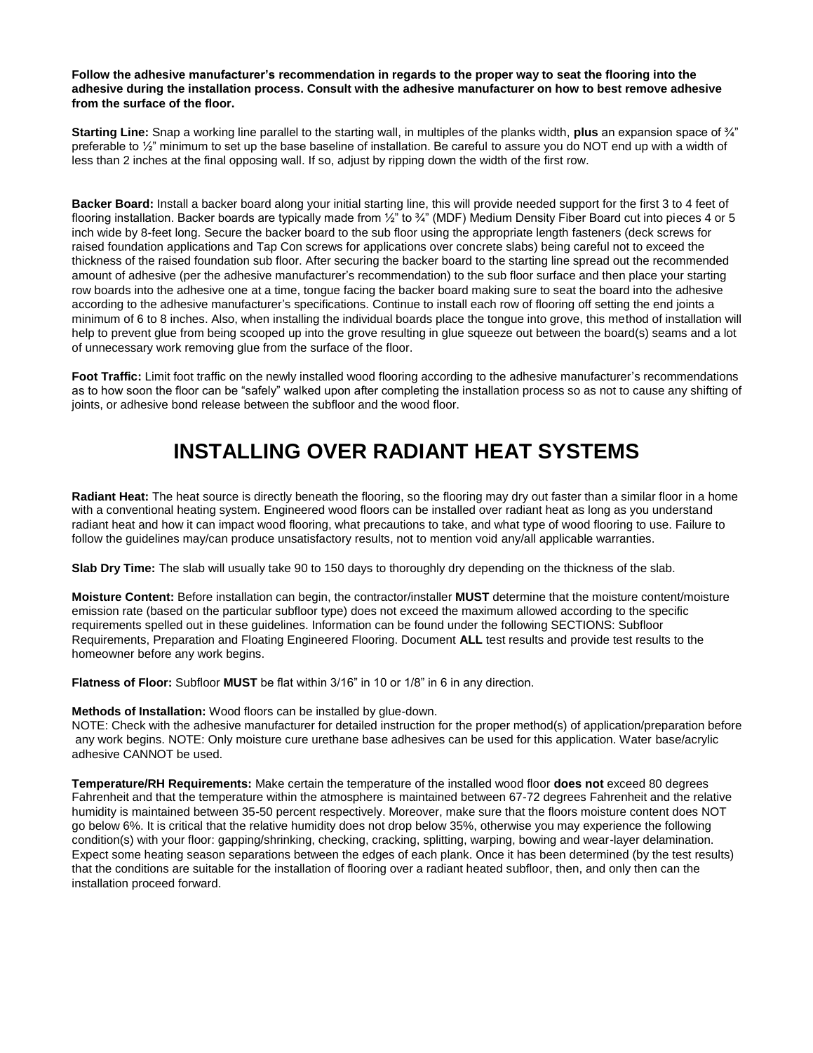**Follow the adhesive manufacturer's recommendation in regards to the proper way to seat the flooring into the adhesive during the installation process. Consult with the adhesive manufacturer on how to best remove adhesive from the surface of the floor.**

**Starting Line:** Snap a working line parallel to the starting wall, in multiples of the planks width, **plus** an expansion space of ¾" preferable to ½" minimum to set up the base baseline of installation. Be careful to assure you do NOT end up with a width of less than 2 inches at the final opposing wall. If so, adjust by ripping down the width of the first row.

**Backer Board:** Install a backer board along your initial starting line, this will provide needed support for the first 3 to 4 feet of flooring installation. Backer boards are typically made from ½" to ¾" (MDF) Medium Density Fiber Board cut into pieces 4 or 5 inch wide by 8-feet long. Secure the backer board to the sub floor using the appropriate length fasteners (deck screws for raised foundation applications and Tap Con screws for applications over concrete slabs) being careful not to exceed the thickness of the raised foundation sub floor. After securing the backer board to the starting line spread out the recommended amount of adhesive (per the adhesive manufacturer's recommendation) to the sub floor surface and then place your starting row boards into the adhesive one at a time, tongue facing the backer board making sure to seat the board into the adhesive according to the adhesive manufacturer's specifications. Continue to install each row of flooring off setting the end joints a minimum of 6 to 8 inches. Also, when installing the individual boards place the tongue into grove, this method of installation will help to prevent glue from being scooped up into the grove resulting in glue squeeze out between the board(s) seams and a lot of unnecessary work removing glue from the surface of the floor.

**Foot Traffic:** Limit foot traffic on the newly installed wood flooring according to the adhesive manufacturer's recommendations as to how soon the floor can be "safely" walked upon after completing the installation process so as not to cause any shifting of joints, or adhesive bond release between the subfloor and the wood floor.

# INSTALLING OVER RADIANT HEAT SYSTEMS

**Radiant Heat:** The heat source is directly beneath the flooring, so the flooring may dry out faster than a similar floor in a home with a conventional heating system. Engineered wood floors can be installed over radiant heat as long as you understand radiant heat and how it can impact wood flooring, what precautions to take, and what type of wood flooring to use. Failure to follow the guidelines may/can produce unsatisfactory results, not to mention void any/all applicable warranties.

**Slab Dry Time:** The slab will usually take 90 to 150 days to thoroughly dry depending on the thickness of the slab.

**Moisture Content:** Before installation can begin, the contractor/installer **MUST** determine that the moisture content/moisture emission rate (based on the particular subfloor type) does not exceed the maximum allowed according to the specific requirements spelled out in these guidelines. Information can be found under the following SECTIONS: Subfloor Requirements, Preparation and Floating Engineered Flooring. Document **ALL** test results and provide test results to the homeowner before any work begins.

**Flatness of Floor:** Subfloor **MUST** be flat within 3/16" in 10 or 1/8" in 6 in any direction.

**Methods of Installation:** Wood floors can be installed by glue-down.
NOTE: Check with the adhesive manufacturer for detailed instruction for the proper method(s) of application/preparation before any work begins. NOTE: Only moisture cure urethane base adhesives can be used for this application. Water base/acrylic adhesive CANNOT be used.

**Temperature/RH Requirements:** Make certain the temperature of the installed wood floor **does not** exceed 80 degrees Fahrenheit and that the temperature within the atmosphere is maintained between 67-72 degrees Fahrenheit and the relative humidity is maintained between 35-50 percent respectively. Moreover, make sure that the floors moisture content does NOT go below 6%. It is critical that the relative humidity does not drop below 35%, otherwise you may experience the following condition(s) with your floor: gapping/shrinking, checking, cracking, splitting, warping, bowing and wear-layer delamination. Expect some heating season separations between the edges of each plank. Once it has been determined (by the test results) that the conditions are suitable for the installation of flooring over a radiant heated subfloor, then, and only then can the installation proceed forward.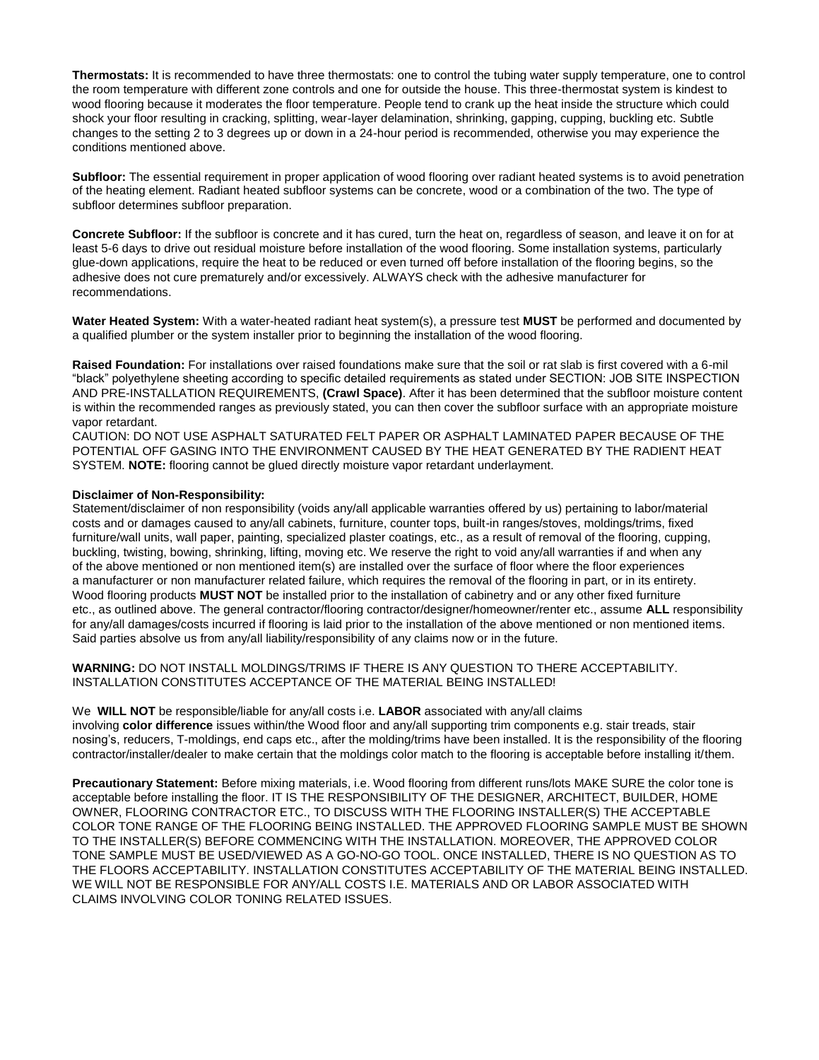**Thermostats:** It is recommended to have three thermostats: one to control the tubing water supply temperature, one to control the room temperature with different zone controls and one for outside the house. This three-thermostat system is kindest to wood flooring because it moderates the floor temperature. People tend to crank up the heat inside the structure which could shock your floor resulting in cracking, splitting, wear-layer delamination, shrinking, gapping, cupping, buckling etc. Subtle changes to the setting 2 to 3 degrees up or down in a 24-hour period is recommended, otherwise you may experience the conditions mentioned above.

**Subfloor:** The essential requirement in proper application of wood flooring over radiant heated systems is to avoid penetration of the heating element. Radiant heated subfloor systems can be concrete, wood or a combination of the two. The type of subfloor determines subfloor preparation.

**Concrete Subfloor:** If the subfloor is concrete and it has cured, turn the heat on, regardless of season, and leave it on for at least 5-6 days to drive out residual moisture before installation of the wood flooring. Some installation systems, particularly glue-down applications, require the heat to be reduced or even turned off before installation of the flooring begins, so the adhesive does not cure prematurely and/or excessively. ALWAYS check with the adhesive manufacturer for recommendations.

**Water Heated System:** With a water-heated radiant heat system(s), a pressure test **MUST** be performed and documented by a qualified plumber or the system installer prior to beginning the installation of the wood flooring.

**Raised Foundation:** For installations over raised foundations make sure that the soil or rat slab is first covered with a 6-mil "black" polyethylene sheeting according to specific detailed requirements as stated under SECTION: JOB SITE INSPECTION AND PRE-INSTALLATION REQUIREMENTS, **(Crawl Space)**. After it has been determined that the subfloor moisture content is within the recommended ranges as previously stated, you can then cover the subfloor surface with an appropriate moisture vapor retardant.
CAUTION: DO NOT USE ASPHALT SATURATED FELT PAPER OR ASPHALT LAMINATED PAPER BECAUSE OF THE POTENTIAL OFF GASING INTO THE ENVIRONMENT CAUSED BY THE HEAT GENERATED BY THE RADIENT HEAT SYSTEM. **NOTE:** flooring cannot be glued directly moisture vapor retardant underlayment.

**Disclaimer of Non-Responsibility:**
Statement/disclaimer of non responsibility (voids any/all applicable warranties offered by us) pertaining to labor/material costs and or damages caused to any/all cabinets, furniture, counter tops, built-in ranges/stoves, moldings/trims, fixed furniture/wall units, wall paper, painting, specialized plaster coatings, etc., as a result of removal of the flooring, cupping, buckling, twisting, bowing, shrinking, lifting, moving etc. We reserve the right to void any/all warranties if and when any of the above mentioned or non mentioned item(s) are installed over the surface of floor where the floor experiences a manufacturer or non manufacturer related failure, which requires the removal of the flooring in part, or in its entirety. Wood flooring products **MUST NOT** be installed prior to the installation of cabinetry and or any other fixed furniture etc., as outlined above. The general contractor/flooring contractor/designer/homeowner/renter etc., assume **ALL** responsibility for any/all damages/costs incurred if flooring is laid prior to the installation of the above mentioned or non mentioned items. Said parties absolve us from any/all liability/responsibility of any claims now or in the future.

**WARNING:** DO NOT INSTALL MOLDINGS/TRIMS IF THERE IS ANY QUESTION TO THERE ACCEPTABILITY. INSTALLATION CONSTITUTES ACCEPTANCE OF THE MATERIAL BEING INSTALLED!

We **WILL NOT** be responsible/liable for any/all costs i.e. **LABOR** associated with any/all claims involving **color difference** issues within/the Wood floor and any/all supporting trim components e.g. stair treads, stair nosing's, reducers, T-moldings, end caps etc., after the molding/trims have been installed. It is the responsibility of the flooring contractor/installer/dealer to make certain that the moldings color match to the flooring is acceptable before installing it/them.

**Precautionary Statement:** Before mixing materials, i.e. Wood flooring from different runs/lots MAKE SURE the color tone is acceptable before installing the floor. IT IS THE RESPONSIBILITY OF THE DESIGNER, ARCHITECT, BUILDER, HOME OWNER, FLOORING CONTRACTOR ETC., TO DISCUSS WITH THE FLOORING INSTALLER(S) THE ACCEPTABLE COLOR TONE RANGE OF THE FLOORING BEING INSTALLED. THE APPROVED FLOORING SAMPLE MUST BE SHOWN TO THE INSTALLER(S) BEFORE COMMENCING WITH THE INSTALLATION. MOREOVER, THE APPROVED COLOR TONE SAMPLE MUST BE USED/VIEWED AS A GO-NO-GO TOOL. ONCE INSTALLED, THERE IS NO QUESTION AS TO THE FLOORS ACCEPTABILITY. INSTALLATION CONSTITUTES ACCEPTABILITY OF THE MATERIAL BEING INSTALLED. WE WILL NOT BE RESPONSIBLE FOR ANY/ALL COSTS I.E. MATERIALS AND OR LABOR ASSOCIATED WITH CLAIMS INVOLVING COLOR TONING RELATED ISSUES.